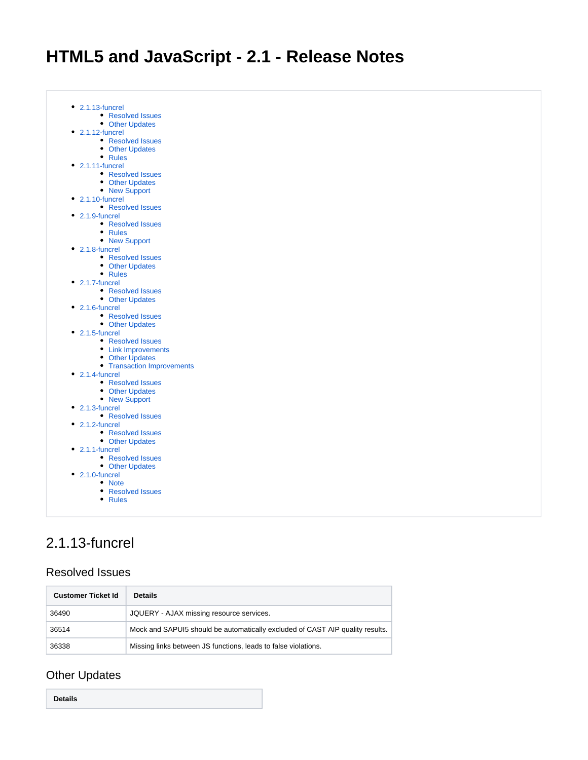# HTML5 and JavaScript - 2.1 - Release Notes

- 2.1.13-funcrel
  - Resolved Issues
  - Other Updates
- 2.1.12-funcrel
  - Resolved Issues
  - Other Updates
  - Rules
- 2.1.11-funcrel
  - Resolved Issues
  - Other Updates
  - New Support
- 2.1.10-funcrel
  - Resolved Issues
- 2.1.9-funcrel
  - Resolved Issues
  - Rules
  - New Support
- 2.1.8-funcrel
  - Resolved Issues
  - Other Updates
  - Rules
- 2.1.7-funcrel
  - Resolved Issues
  - Other Updates
- 2.1.6-funcrel
  - Resolved Issues
  - Other Updates
- 2.1.5-funcrel
  - Resolved Issues
  - Link Improvements
  - Other Updates
  - Transaction Improvements
- 2.1.4-funcrel
  - Resolved Issues
  - Other Updates
  - New Support
- 2.1.3-funcrel
  - Resolved Issues
- 2.1.2-funcrel
  - Resolved Issues
  - Other Updates
- 2.1.1-funcrel
  - Resolved Issues
  - Other Updates
- 2.1.0-funcrel
  - Note
  - Resolved Issues
  - Rules

## 2.1.13-funcrel

### Resolved Issues

| Customer Ticket Id | Details |
|---|---|
| 36490 | JQUERY - AJAX missing resource services. |
| 36514 | Mock and SAPUI5 should be automatically excluded of CAST AIP quality results. |
| 36338 | Missing links between JS functions, leads to false violations. |

### Other Updates

| Details |
|---|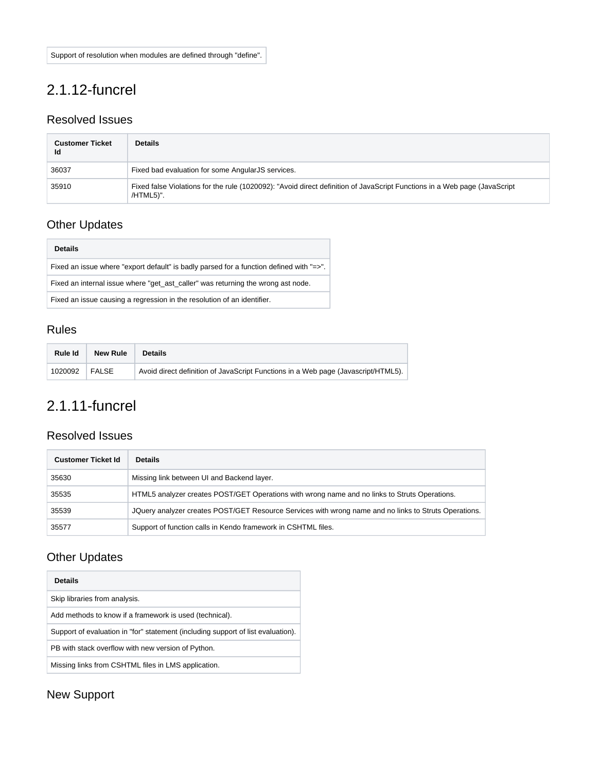| |
|---|
| Support of resolution when modules are defined through "define". |

## 2.1.12-funcrel

### Resolved Issues

| Customer Ticket Id | Details |
|---|---|
| 36037 | Fixed bad evaluation for some AngularJS services. |
| 35910 | Fixed false Violations for the rule (1020092): "Avoid direct definition of JavaScript Functions in a Web page (JavaScript /HTML5)". |

### Other Updates

| Details |
|---|
| Fixed an issue where "export default" is badly parsed for a function defined with "=>". |
| Fixed an internal issue where "get_ast_caller" was returning the wrong ast node. |
| Fixed an issue causing a regression in the resolution of an identifier. |

### Rules

| Rule Id | New Rule | Details |
|---|---|---|
| 1020092 | FALSE | Avoid direct definition of JavaScript Functions in a Web page (Javascript/HTML5). |

## 2.1.11-funcrel

### Resolved Issues

| Customer Ticket Id | Details |
|---|---|
| 35630 | Missing link between UI and Backend layer. |
| 35535 | HTML5 analyzer creates POST/GET Operations with wrong name and no links to Struts Operations. |
| 35539 | JQuery analyzer creates POST/GET Resource Services with wrong name and no links to Struts Operations. |
| 35577 | Support of function calls in Kendo framework in CSHTML files. |

### Other Updates

| Details |
|---|
| Skip libraries from analysis. |
| Add methods to know if a framework is used (technical). |
| Support of evaluation in "for" statement (including support of list evaluation). |
| PB with stack overflow with new version of Python. |
| Missing links from CSHTML files in LMS application. |

### New Support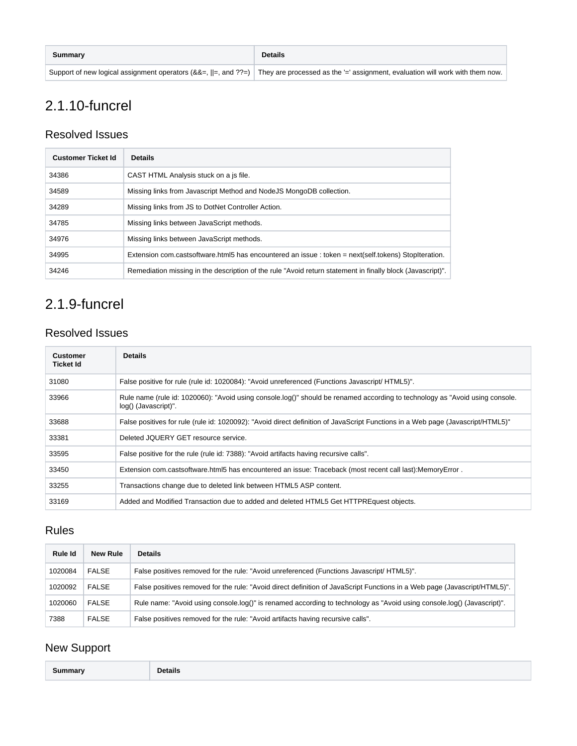| Summary | Details |
| --- | --- |
| Support of new logical assignment operators (&&=, ||=, and ??=) | They are processed as the '=' assignment, evaluation will work with them now. |

## 2.1.10-funcrel

### Resolved Issues

| Customer Ticket Id | Details |
| --- | --- |
| 34386 | CAST HTML Analysis stuck on a js file. |
| 34589 | Missing links from Javascript Method and NodeJS MongoDB collection. |
| 34289 | Missing links from JS to DotNet Controller Action. |
| 34785 | Missing links between JavaScript methods. |
| 34976 | Missing links between JavaScript methods. |
| 34995 | Extension com.castsoftware.html5 has encountered an issue : token = next(self.tokens) StopIteration. |
| 34246 | Remediation missing in the description of the rule "Avoid return statement in finally block (Javascript)". |

## 2.1.9-funcrel

### Resolved Issues

| Customer Ticket Id | Details |
| --- | --- |
| 31080 | False positive for rule (rule id: 1020084): "Avoid unreferenced (Functions Javascript/ HTML5)". |
| 33966 | Rule name (rule id: 1020060): "Avoid using console.log()" should be renamed according to technology as "Avoid using console.log() (Javascript)". |
| 33688 | False positives for rule (rule id: 1020092): "Avoid direct definition of JavaScript Functions in a Web page (Javascript/HTML5)" |
| 33381 | Deleted JQUERY GET resource service. |
| 33595 | False positive for the rule (rule id: 7388): "Avoid artifacts having recursive calls". |
| 33450 | Extension com.castsoftware.html5 has encountered an issue: Traceback (most recent call last):MemoryError . |
| 33255 | Transactions change due to deleted link between HTML5 ASP content. |
| 33169 | Added and Modified Transaction due to added and deleted HTML5 Get HTTPREquest objects. |

### Rules

| Rule Id | New Rule | Details |
| --- | --- | --- |
| 1020084 | FALSE | False positives removed for the rule: "Avoid unreferenced (Functions Javascript/ HTML5)". |
| 1020092 | FALSE | False positives removed for the rule: "Avoid direct definition of JavaScript Functions in a Web page (Javascript/HTML5)". |
| 1020060 | FALSE | Rule name: "Avoid using console.log()" is renamed according to technology as "Avoid using console.log() (Javascript)". |
| 7388 | FALSE | False positives removed for the rule: "Avoid artifacts having recursive calls". |

### New Support

| Summary | Details |
| --- | --- |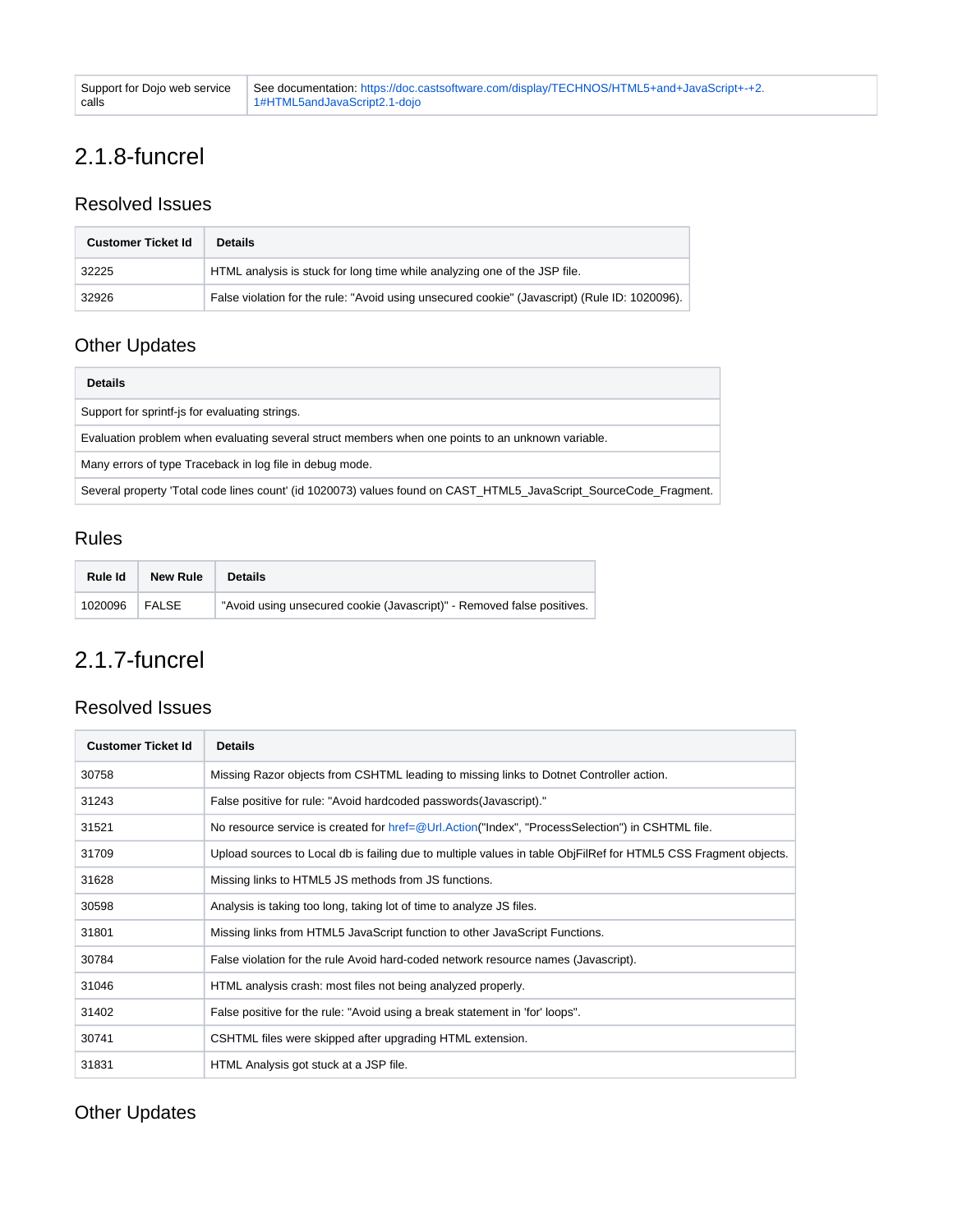| | |
|---|---|
| Support for Dojo web service calls | See documentation: https://doc.castsoftware.com/display/TECHNOS/HTML5+and+JavaScript+-+2.1#HTML5andJavaScript2.1-dojo |

# 2.1.8-funcrel

## Resolved Issues

| Customer Ticket Id | Details |
|---|---|
| 32225 | HTML analysis is stuck for long time while analyzing one of the JSP file. |
| 32926 | False violation for the rule: "Avoid using unsecured cookie" (Javascript) (Rule ID: 1020096). |

## Other Updates

| Details |
|---|
| Support for sprintf-js for evaluating strings. |
| Evaluation problem when evaluating several struct members when one points to an unknown variable. |
| Many errors of type Traceback in log file in debug mode. |
| Several property 'Total code lines count' (id 1020073) values found on CAST_HTML5_JavaScript_SourceCode_Fragment. |

## Rules

| Rule Id | New Rule | Details |
|---|---|---|
| 1020096 | FALSE | "Avoid using unsecured cookie (Javascript)" - Removed false positives. |

# 2.1.7-funcrel

## Resolved Issues

| Customer Ticket Id | Details |
|---|---|
| 30758 | Missing Razor objects from CSHTML leading to missing links to Dotnet Controller action. |
| 31243 | False positive for rule: "Avoid hardcoded passwords(Javascript)." |
| 31521 | No resource service is created for href=@Url.Action("Index", "ProcessSelection") in CSHTML file. |
| 31709 | Upload sources to Local db is failing due to multiple values in table ObjFilRef for HTML5 CSS Fragment objects. |
| 31628 | Missing links to HTML5 JS methods from JS functions. |
| 30598 | Analysis is taking too long, taking lot of time to analyze JS files. |
| 31801 | Missing links from HTML5 JavaScript function to other JavaScript Functions. |
| 30784 | False violation for the rule Avoid hard-coded network resource names (Javascript). |
| 31046 | HTML analysis crash: most files not being analyzed properly. |
| 31402 | False positive for the rule: "Avoid using a break statement in 'for' loops". |
| 30741 | CSHTML files were skipped after upgrading HTML extension. |
| 31831 | HTML Analysis got stuck at a JSP file. |

## Other Updates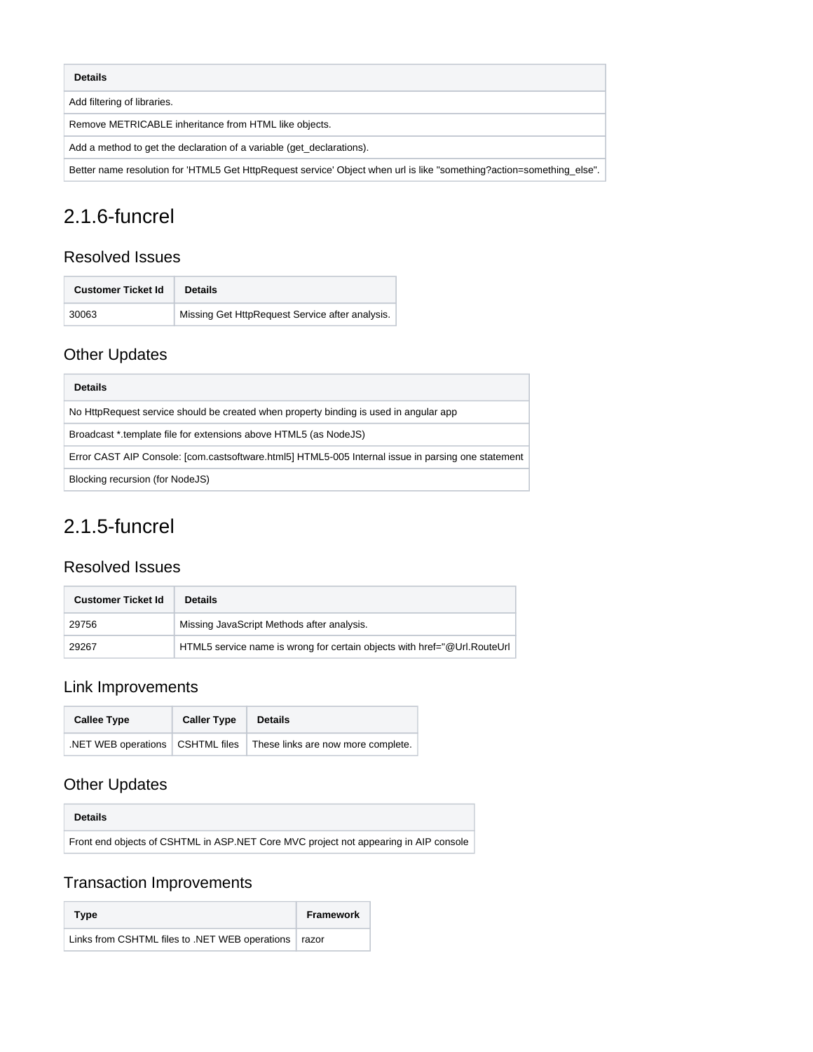| Details |
| --- |
| Add filtering of libraries. |
| Remove METRICABLE inheritance from HTML like objects. |
| Add a method to get the declaration of a variable (get_declarations). |
| Better name resolution for 'HTML5 Get HttpRequest service' Object when url is like "something?action=something_else". |

# 2.1.6-funcrel

## Resolved Issues

| Customer Ticket Id | Details |
| --- | --- |
| 30063 | Missing Get HttpRequest Service after analysis. |

## Other Updates

| Details |
| --- |
| No HttpRequest service should be created when property binding is used in angular app |
| Broadcast *.template file for extensions above HTML5 (as NodeJS) |
| Error CAST AIP Console: [com.castsoftware.html5] HTML5-005 Internal issue in parsing one statement |
| Blocking recursion (for NodeJS) |

# 2.1.5-funcrel

## Resolved Issues

| Customer Ticket Id | Details |
| --- | --- |
| 29756 | Missing JavaScript Methods after analysis. |
| 29267 | HTML5 service name is wrong for certain objects with href="@Url.RouteUrl |

## Link Improvements

| Callee Type | Caller Type | Details |
| --- | --- | --- |
| .NET WEB operations | CSHTML files | These links are now more complete. |

## Other Updates

| Details |
| --- |
| Front end objects of CSHTML in ASP.NET Core MVC project not appearing in AIP console |

## Transaction Improvements

| Type | Framework |
| --- | --- |
| Links from CSHTML files to .NET WEB operations | razor |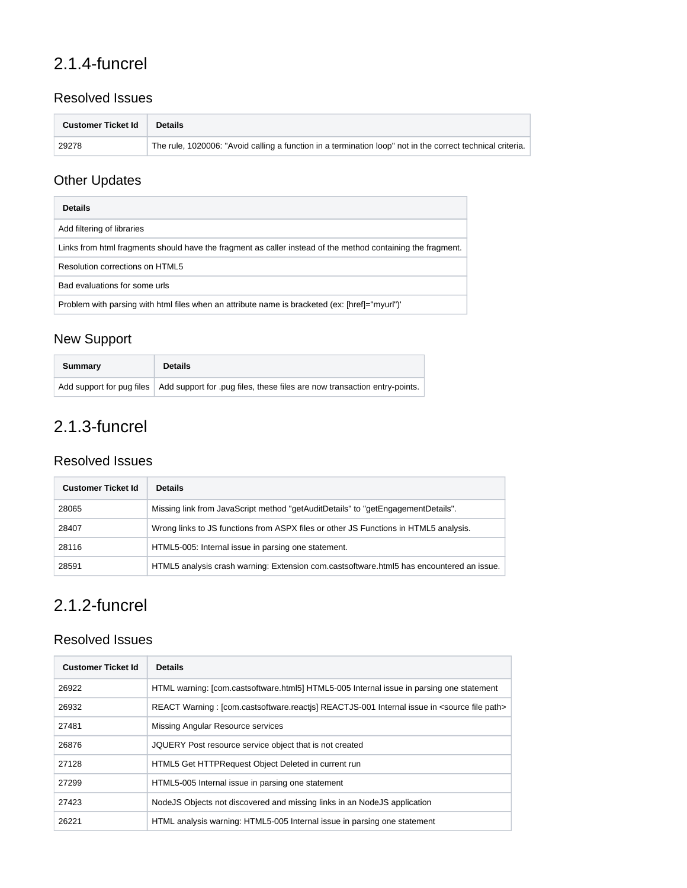# 2.1.4-funcrel

## Resolved Issues

| Customer Ticket Id | Details |
| --- | --- |
| 29278 | The rule, 1020006: "Avoid calling a function in a termination loop" not in the correct technical criteria. |

## Other Updates

| Details |
| --- |
| Add filtering of libraries |
| Links from html fragments should have the fragment as caller instead of the method containing the fragment. |
| Resolution corrections on HTML5 |
| Bad evaluations for some urls |
| Problem with parsing with html files when an attribute name is bracketed (ex: [href]="myurl")' |

## New Support

| Summary | Details |
| --- | --- |
| Add support for pug files | Add support for .pug files, these files are now transaction entry-points. |

# 2.1.3-funcrel

## Resolved Issues

| Customer Ticket Id | Details |
| --- | --- |
| 28065 | Missing link from JavaScript method "getAuditDetails" to "getEngagementDetails". |
| 28407 | Wrong links to JS functions from ASPX files or other JS Functions in HTML5 analysis. |
| 28116 | HTML5-005: Internal issue in parsing one statement. |
| 28591 | HTML5 analysis crash warning: Extension com.castsoftware.html5 has encountered an issue. |

# 2.1.2-funcrel

## Resolved Issues

| Customer Ticket Id | Details |
| --- | --- |
| 26922 | HTML warning: [com.castsoftware.html5] HTML5-005 Internal issue in parsing one statement |
| 26932 | REACT Warning : [com.castsoftware.reactjs] REACTJS-001 Internal issue in <source file path> |
| 27481 | Missing Angular Resource services |
| 26876 | JQUERY Post resource service object that is not created |
| 27128 | HTML5 Get HTTPRequest Object Deleted in current run |
| 27299 | HTML5-005 Internal issue in parsing one statement |
| 27423 | NodeJS Objects not discovered and missing links in an NodeJS application |
| 26221 | HTML analysis warning: HTML5-005 Internal issue in parsing one statement |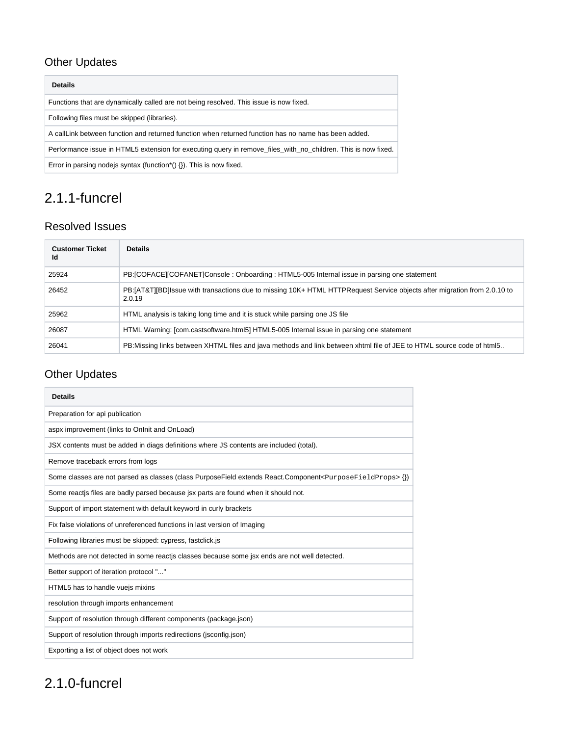### Other Updates

| Details |
| --- |
| Functions that are dynamically called are not being resolved. This issue is now fixed. |
| Following files must be skipped (libraries). |
| A callLink between function and returned function when returned function has no name has been added. |
| Performance issue in HTML5 extension for executing query in remove_files_with_no_children. This is now fixed. |
| Error in parsing nodejs syntax (function*() {}). This is now fixed. |

## 2.1.1-funcrel

### Resolved Issues

| Customer Ticket Id | Details |
| --- | --- |
| 25924 | PB:[COFACE][COFANET]Console : Onboarding : HTML5-005 Internal issue in parsing one statement |
| 26452 | PB:[AT&T][BD]Issue with transactions due to missing 10K+ HTML HTTPRequest Service objects after migration from 2.0.10 to 2.0.19 |
| 25962 | HTML analysis is taking long time and it is stuck while parsing one JS file |
| 26087 | HTML Warning: [com.castsoftware.html5] HTML5-005 Internal issue in parsing one statement |
| 26041 | PB:Missing links between XHTML files and java methods and link between xhtml file of JEE to HTML source code of html5.. |

### Other Updates

| Details |
| --- |
| Preparation for api publication |
| aspx improvement (links to OnInit and OnLoad) |
| JSX contents must be added in diags definitions where JS contents are included (total). |
| Remove traceback errors from logs |
| Some classes are not parsed as classes (class PurposeField extends React.Component<`PurposeFieldProps`> {}) |
| Some reactjs files are badly parsed because jsx parts are found when it should not. |
| Support of import statement with default keyword in curly brackets |
| Fix false violations of unreferenced functions in last version of Imaging |
| Following libraries must be skipped: cypress, fastclick.js |
| Methods are not detected in some reactjs classes because some jsx ends are not well detected. |
| Better support of iteration protocol "..." |
| HTML5 has to handle vuejs mixins |
| resolution through imports enhancement |
| Support of resolution through different components (package.json) |
| Support of resolution through imports redirections (jsconfig.json) |
| Exporting a list of object does not work |

## 2.1.0-funcrel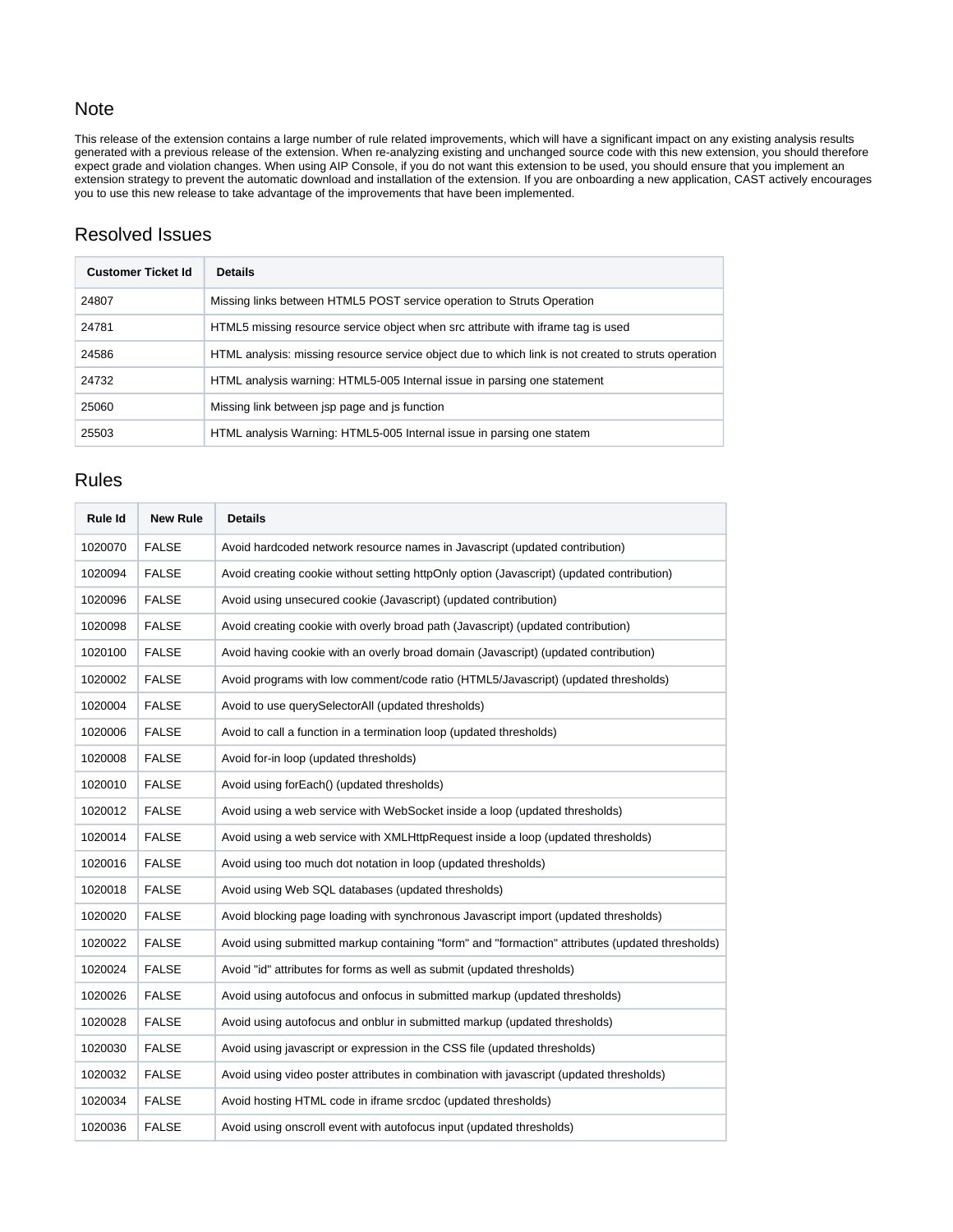## Note

This release of the extension contains a large number of rule related improvements, which will have a significant impact on any existing analysis results generated with a previous release of the extension. When re-analyzing existing and unchanged source code with this new extension, you should therefore expect grade and violation changes. When using AIP Console, if you do not want this extension to be used, you should ensure that you implement an extension strategy to prevent the automatic download and installation of the extension. If you are onboarding a new application, CAST actively encourages you to use this new release to take advantage of the improvements that have been implemented.

## Resolved Issues

| Customer Ticket Id | Details |
|---|---|
| 24807 | Missing links between HTML5 POST service operation to Struts Operation |
| 24781 | HTML5 missing resource service object when src attribute with iframe tag is used |
| 24586 | HTML analysis: missing resource service object due to which link is not created to struts operation |
| 24732 | HTML analysis warning: HTML5-005 Internal issue in parsing one statement |
| 25060 | Missing link between jsp page and js function |
| 25503 | HTML analysis Warning: HTML5-005 Internal issue in parsing one statem |

## Rules

| Rule Id | New Rule | Details |
|---|---|---|
| 1020070 | FALSE | Avoid hardcoded network resource names in Javascript (updated contribution) |
| 1020094 | FALSE | Avoid creating cookie without setting httpOnly option (Javascript) (updated contribution) |
| 1020096 | FALSE | Avoid using unsecured cookie (Javascript) (updated contribution) |
| 1020098 | FALSE | Avoid creating cookie with overly broad path (Javascript) (updated contribution) |
| 1020100 | FALSE | Avoid having cookie with an overly broad domain (Javascript) (updated contribution) |
| 1020002 | FALSE | Avoid programs with low comment/code ratio (HTML5/Javascript) (updated thresholds) |
| 1020004 | FALSE | Avoid to use querySelectorAll (updated thresholds) |
| 1020006 | FALSE | Avoid to call a function in a termination loop (updated thresholds) |
| 1020008 | FALSE | Avoid for-in loop (updated thresholds) |
| 1020010 | FALSE | Avoid using forEach() (updated thresholds) |
| 1020012 | FALSE | Avoid using a web service with WebSocket inside a loop (updated thresholds) |
| 1020014 | FALSE | Avoid using a web service with XMLHttpRequest inside a loop (updated thresholds) |
| 1020016 | FALSE | Avoid using too much dot notation in loop (updated thresholds) |
| 1020018 | FALSE | Avoid using Web SQL databases (updated thresholds) |
| 1020020 | FALSE | Avoid blocking page loading with synchronous Javascript import (updated thresholds) |
| 1020022 | FALSE | Avoid using submitted markup containing "form" and "formaction" attributes (updated thresholds) |
| 1020024 | FALSE | Avoid "id" attributes for forms as well as submit (updated thresholds) |
| 1020026 | FALSE | Avoid using autofocus and onfocus in submitted markup (updated thresholds) |
| 1020028 | FALSE | Avoid using autofocus and onblur in submitted markup (updated thresholds) |
| 1020030 | FALSE | Avoid using javascript or expression in the CSS file (updated thresholds) |
| 1020032 | FALSE | Avoid using video poster attributes in combination with javascript (updated thresholds) |
| 1020034 | FALSE | Avoid hosting HTML code in iframe srcdoc (updated thresholds) |
| 1020036 | FALSE | Avoid using onscroll event with autofocus input (updated thresholds) |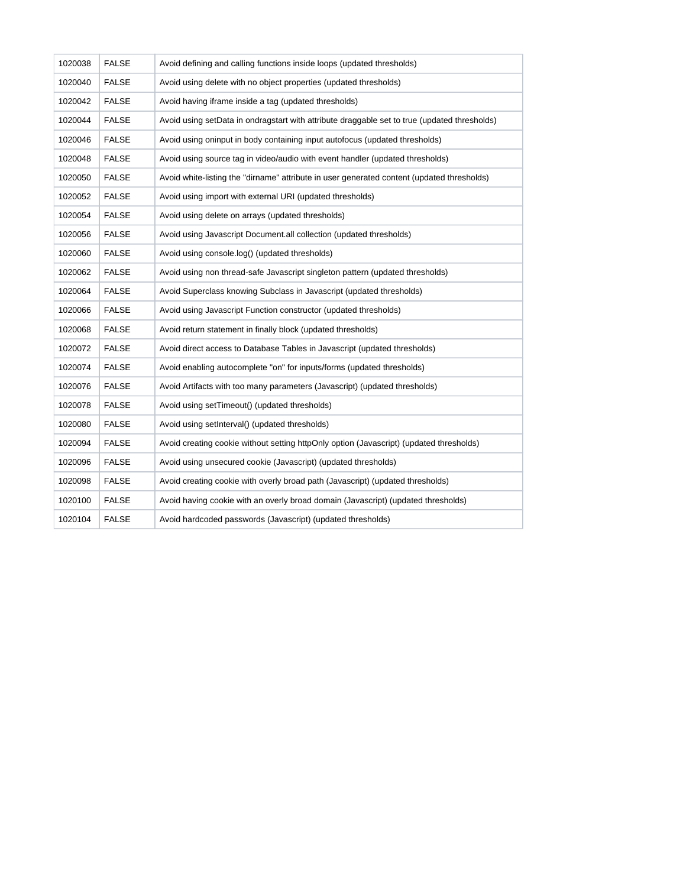| | | |
|---|---|---|
| 1020038 | FALSE | Avoid defining and calling functions inside loops (updated thresholds) |
| 1020040 | FALSE | Avoid using delete with no object properties (updated thresholds) |
| 1020042 | FALSE | Avoid having iframe inside a tag (updated thresholds) |
| 1020044 | FALSE | Avoid using setData in ondragstart with attribute draggable set to true (updated thresholds) |
| 1020046 | FALSE | Avoid using oninput in body containing input autofocus (updated thresholds) |
| 1020048 | FALSE | Avoid using source tag in video/audio with event handler (updated thresholds) |
| 1020050 | FALSE | Avoid white-listing the "dirname" attribute in user generated content (updated thresholds) |
| 1020052 | FALSE | Avoid using import with external URI (updated thresholds) |
| 1020054 | FALSE | Avoid using delete on arrays (updated thresholds) |
| 1020056 | FALSE | Avoid using Javascript Document.all collection (updated thresholds) |
| 1020060 | FALSE | Avoid using console.log() (updated thresholds) |
| 1020062 | FALSE | Avoid using non thread-safe Javascript singleton pattern (updated thresholds) |
| 1020064 | FALSE | Avoid Superclass knowing Subclass in Javascript (updated thresholds) |
| 1020066 | FALSE | Avoid using Javascript Function constructor (updated thresholds) |
| 1020068 | FALSE | Avoid return statement in finally block (updated thresholds) |
| 1020072 | FALSE | Avoid direct access to Database Tables in Javascript (updated thresholds) |
| 1020074 | FALSE | Avoid enabling autocomplete "on" for inputs/forms (updated thresholds) |
| 1020076 | FALSE | Avoid Artifacts with too many parameters (Javascript) (updated thresholds) |
| 1020078 | FALSE | Avoid using setTimeout() (updated thresholds) |
| 1020080 | FALSE | Avoid using setInterval() (updated thresholds) |
| 1020094 | FALSE | Avoid creating cookie without setting httpOnly option (Javascript) (updated thresholds) |
| 1020096 | FALSE | Avoid using unsecured cookie (Javascript) (updated thresholds) |
| 1020098 | FALSE | Avoid creating cookie with overly broad path (Javascript) (updated thresholds) |
| 1020100 | FALSE | Avoid having cookie with an overly broad domain (Javascript) (updated thresholds) |
| 1020104 | FALSE | Avoid hardcoded passwords (Javascript) (updated thresholds) |